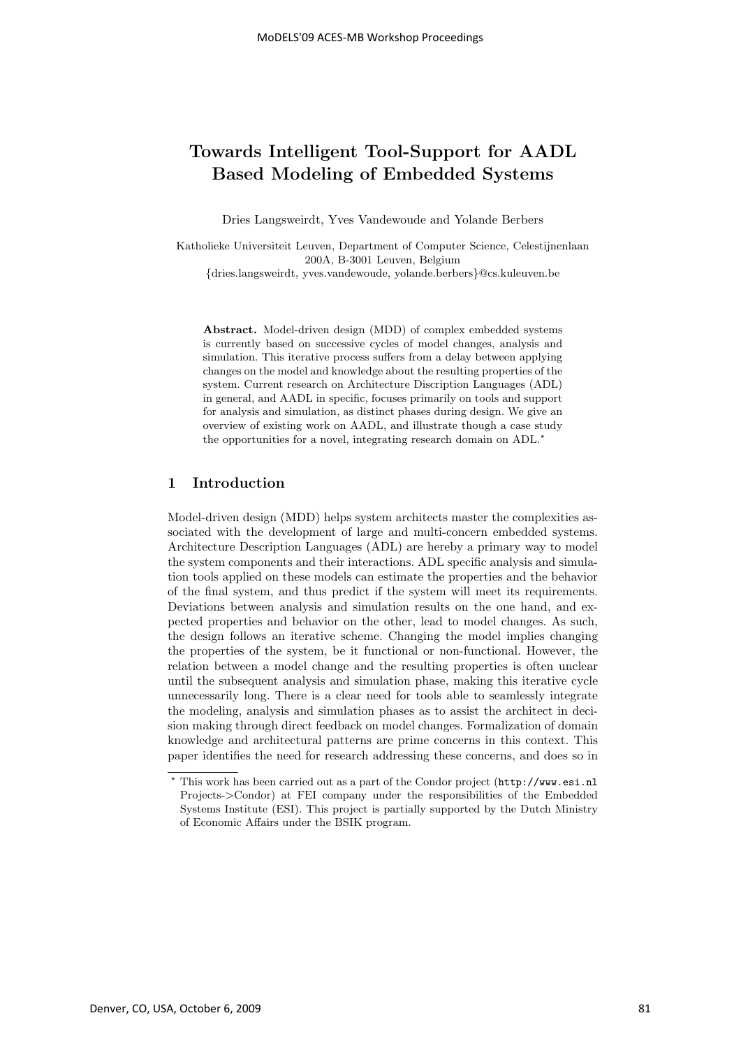# Towards Intelligent Tool-Support for AADL Based Modeling of Embedded Systems

Dries Langsweirdt, Yves Vandewoude and Yolande Berbers

Katholieke Universiteit Leuven, Department of Computer Science, Celestijnenlaan 200A, B-3001 Leuven, Belgium
{dries.langsweirdt, yves.vandewoude, yolande.berbers}@cs.kuleuven.be

**Abstract.** Model-driven design (MDD) of complex embedded systems is currently based on successive cycles of model changes, analysis and simulation. This iterative process suffers from a delay between applying changes on the model and knowledge about the resulting properties of the system. Current research on Architecture Discription Languages (ADL) in general, and AADL in specific, focuses primarily on tools and support for analysis and simulation, as distinct phases during design. We give an overview of existing work on AADL, and illustrate though a case study the opportunities for a novel, integrating research domain on ADL.*

## 1 Introduction

Model-driven design (MDD) helps system architects master the complexities associated with the development of large and multi-concern embedded systems. Architecture Description Languages (ADL) are hereby a primary way to model the system components and their interactions. ADL specific analysis and simulation tools applied on these models can estimate the properties and the behavior of the final system, and thus predict if the system will meet its requirements. Deviations between analysis and simulation results on the one hand, and expected properties and behavior on the other, lead to model changes. As such, the design follows an iterative scheme. Changing the model implies changing the properties of the system, be it functional or non-functional. However, the relation between a model change and the resulting properties is often unclear until the subsequent analysis and simulation phase, making this iterative cycle unnecessarily long. There is a clear need for tools able to seamlessly integrate the modeling, analysis and simulation phases as to assist the architect in decision making through direct feedback on model changes. Formalization of domain knowledge and architectural patterns are prime concerns in this context. This paper identifies the need for research addressing these concerns, and does so in

* This work has been carried out as a part of the Condor project (http://www.esi.nl Projects->Condor) at FEI company under the responsibilities of the Embedded Systems Institute (ESI). This project is partially supported by the Dutch Ministry of Economic Affairs under the BSIK program.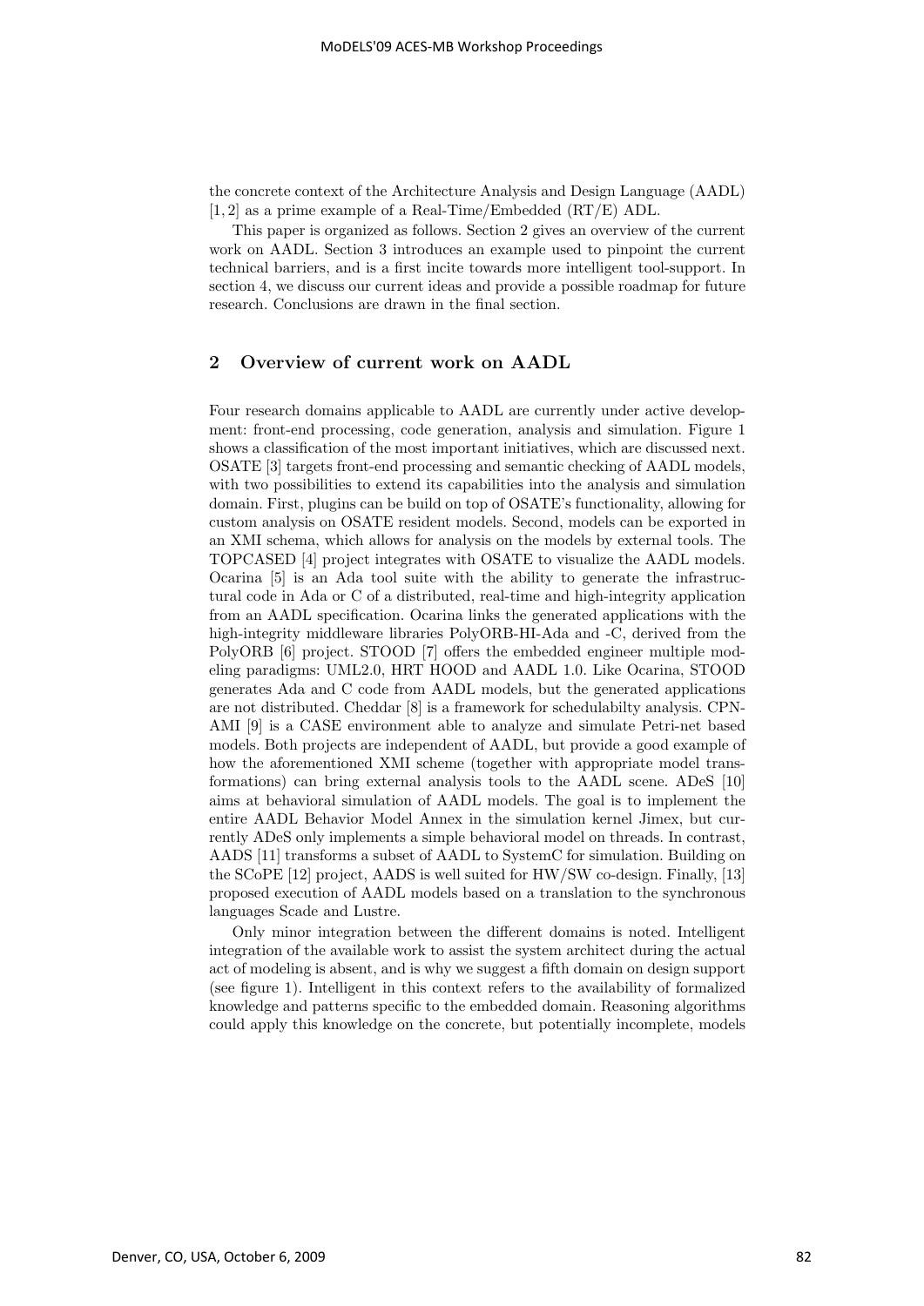the concrete context of the Architecture Analysis and Design Language (AADL) [1, 2] as a prime example of a Real-Time/Embedded (RT/E) ADL.

This paper is organized as follows. Section 2 gives an overview of the current work on AADL. Section 3 introduces an example used to pinpoint the current technical barriers, and is a first incite towards more intelligent tool-support. In section 4, we discuss our current ideas and provide a possible roadmap for future research. Conclusions are drawn in the final section.

## 2 Overview of current work on AADL

Four research domains applicable to AADL are currently under active development: front-end processing, code generation, analysis and simulation. Figure 1 shows a classification of the most important initiatives, which are discussed next. OSATE [3] targets front-end processing and semantic checking of AADL models, with two possibilities to extend its capabilities into the analysis and simulation domain. First, plugins can be build on top of OSATE's functionality, allowing for custom analysis on OSATE resident models. Second, models can be exported in an XMI schema, which allows for analysis on the models by external tools. The TOPCASED [4] project integrates with OSATE to visualize the AADL models. Ocarina [5] is an Ada tool suite with the ability to generate the infrastructural code in Ada or C of a distributed, real-time and high-integrity application from an AADL specification. Ocarina links the generated applications with the high-integrity middleware libraries PolyORB-HI-Ada and -C, derived from the PolyORB [6] project. STOOD [7] offers the embedded engineer multiple modeling paradigms: UML2.0, HRT HOOD and AADL 1.0. Like Ocarina, STOOD generates Ada and C code from AADL models, but the generated applications are not distributed. Cheddar [8] is a framework for schedulabilty analysis. CPN-AMI [9] is a CASE environment able to analyze and simulate Petri-net based models. Both projects are independent of AADL, but provide a good example of how the aforementioned XMI scheme (together with appropriate model transformations) can bring external analysis tools to the AADL scene. ADeS [10] aims at behavioral simulation of AADL models. The goal is to implement the entire AADL Behavior Model Annex in the simulation kernel Jimex, but currently ADeS only implements a simple behavioral model on threads. In contrast, AADS [11] transforms a subset of AADL to SystemC for simulation. Building on the SCoPE [12] project, AADS is well suited for HW/SW co-design. Finally, [13] proposed execution of AADL models based on a translation to the synchronous languages Scade and Lustre.

Only minor integration between the different domains is noted. Intelligent integration of the available work to assist the system architect during the actual act of modeling is absent, and is why we suggest a fifth domain on design support (see figure 1). Intelligent in this context refers to the availability of formalized knowledge and patterns specific to the embedded domain. Reasoning algorithms could apply this knowledge on the concrete, but potentially incomplete, models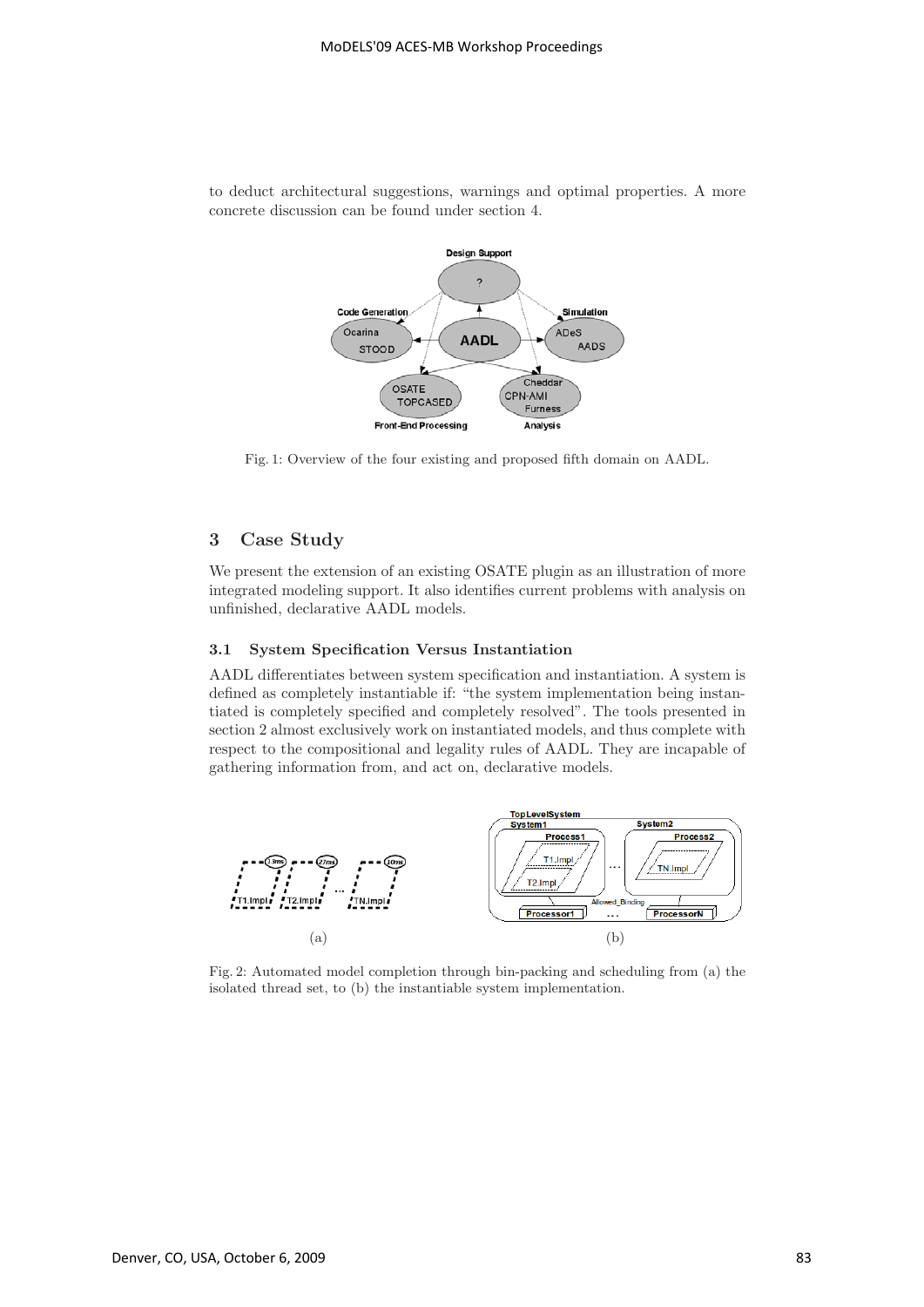to deduct architectural suggestions, warnings and optimal properties. A more concrete discussion can be found under section 4.

Fig. 1: Overview of the four existing and proposed fifth domain on AADL.

## 3 Case Study

We present the extension of an existing OSATE plugin as an illustration of more integrated modeling support. It also identifies current problems with analysis on unfinished, declarative AADL models.

### 3.1 System Specification Versus Instantiation

AADL differentiates between system specification and instantiation. A system is defined as completely instantiable if: "the system implementation being instantiated is completely specified and completely resolved". The tools presented in section 2 almost exclusively work on instantiated models, and thus complete with respect to the compositional and legality rules of AADL. They are incapable of gathering information from, and act on, declarative models.

Fig. 2: Automated model completion through bin-packing and scheduling from (a) the isolated thread set, to (b) the instantiable system implementation.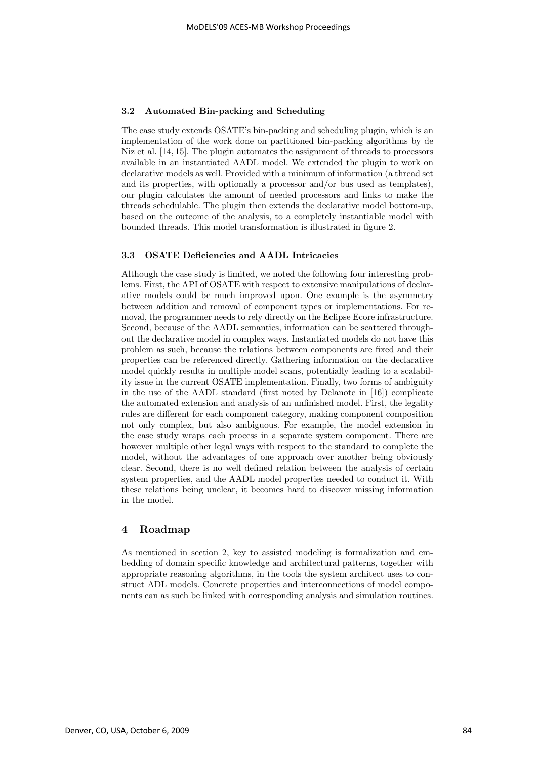### 3.2 Automated Bin-packing and Scheduling

The case study extends OSATE's bin-packing and scheduling plugin, which is an implementation of the work done on partitioned bin-packing algorithms by de Niz et al. [14, 15]. The plugin automates the assignment of threads to processors available in an instantiated AADL model. We extended the plugin to work on declarative models as well. Provided with a minimum of information (a thread set and its properties, with optionally a processor and/or bus used as templates), our plugin calculates the amount of needed processors and links to make the threads schedulable. The plugin then extends the declarative model bottom-up, based on the outcome of the analysis, to a completely instantiable model with bounded threads. This model transformation is illustrated in figure 2.

### 3.3 OSATE Deficiencies and AADL Intricacies

Although the case study is limited, we noted the following four interesting problems. First, the API of OSATE with respect to extensive manipulations of declarative models could be much improved upon. One example is the asymmetry between addition and removal of component types or implementations. For removal, the programmer needs to rely directly on the Eclipse Ecore infrastructure. Second, because of the AADL semantics, information can be scattered throughout the declarative model in complex ways. Instantiated models do not have this problem as such, because the relations between components are fixed and their properties can be referenced directly. Gathering information on the declarative model quickly results in multiple model scans, potentially leading to a scalability issue in the current OSATE implementation. Finally, two forms of ambiguity in the use of the AADL standard (first noted by Delanote in [16]) complicate the automated extension and analysis of an unfinished model. First, the legality rules are different for each component category, making component composition not only complex, but also ambiguous. For example, the model extension in the case study wraps each process in a separate system component. There are however multiple other legal ways with respect to the standard to complete the model, without the advantages of one approach over another being obviously clear. Second, there is no well defined relation between the analysis of certain system properties, and the AADL model properties needed to conduct it. With these relations being unclear, it becomes hard to discover missing information in the model.

## 4 Roadmap

As mentioned in section 2, key to assisted modeling is formalization and embedding of domain specific knowledge and architectural patterns, together with appropriate reasoning algorithms, in the tools the system architect uses to construct ADL models. Concrete properties and interconnections of model components can as such be linked with corresponding analysis and simulation routines.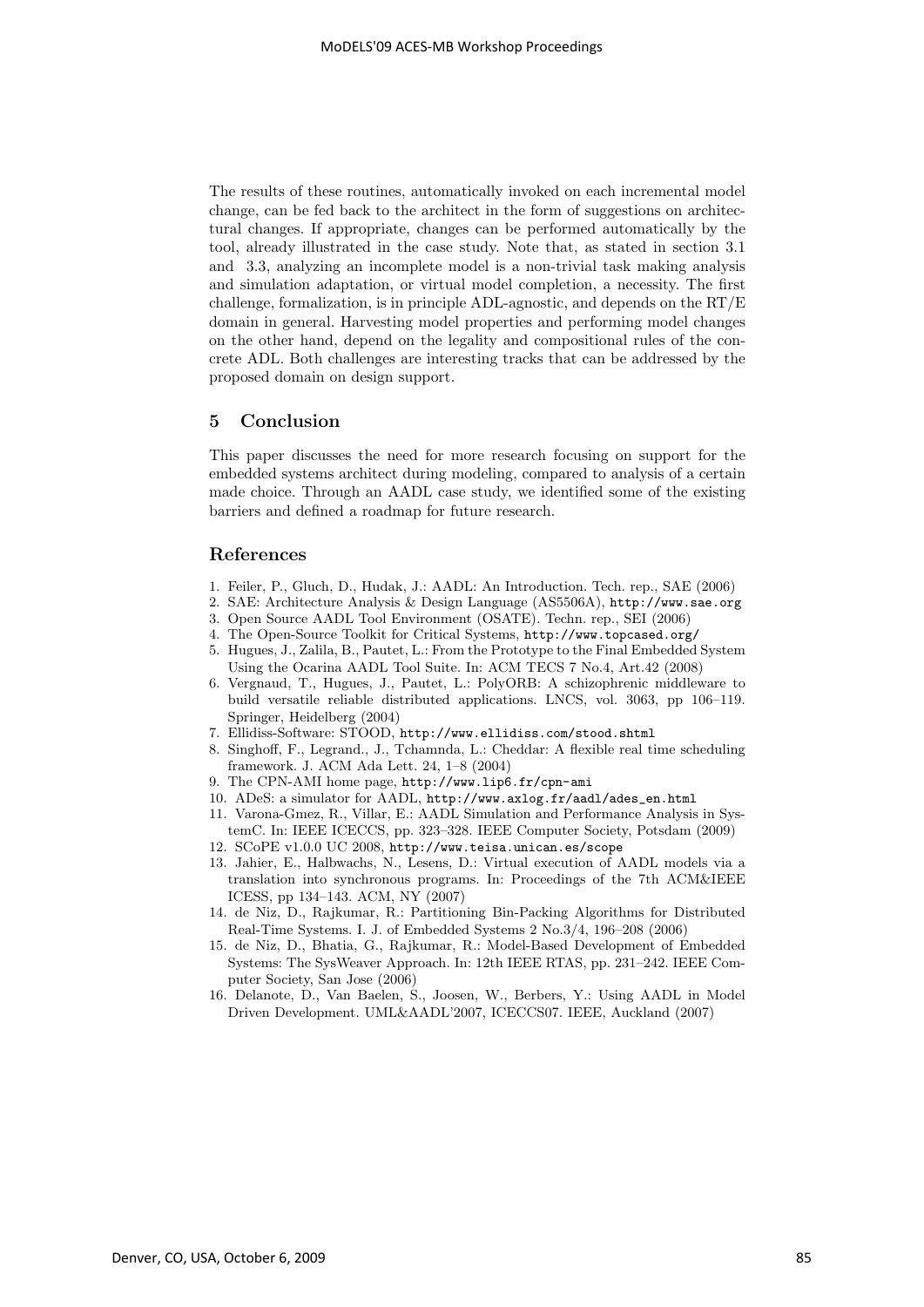The results of these routines, automatically invoked on each incremental model change, can be fed back to the architect in the form of suggestions on architectural changes. If appropriate, changes can be performed automatically by the tool, already illustrated in the case study. Note that, as stated in section 3.1 and 3.3, analyzing an incomplete model is a non-trivial task making analysis and simulation adaptation, or virtual model completion, a necessity. The first challenge, formalization, is in principle ADL-agnostic, and depends on the RT/E domain in general. Harvesting model properties and performing model changes on the other hand, depend on the legality and compositional rules of the concrete ADL. Both challenges are interesting tracks that can be addressed by the proposed domain on design support.

## 5 Conclusion

This paper discusses the need for more research focusing on support for the embedded systems architect during modeling, compared to analysis of a certain made choice. Through an AADL case study, we identified some of the existing barriers and defined a roadmap for future research.

## References

1. Feiler, P., Gluch, D., Hudak, J.: AADL: An Introduction. Tech. rep., SAE (2006)
2. SAE: Architecture Analysis & Design Language (AS5506A), http://www.sae.org
3. Open Source AADL Tool Environment (OSATE). Techn. rep., SEI (2006)
4. The Open-Source Toolkit for Critical Systems, http://www.topcased.org/
5. Hugues, J., Zalila, B., Pautet, L.: From the Prototype to the Final Embedded System Using the Ocarina AADL Tool Suite. In: ACM TECS 7 No.4, Art.42 (2008)
6. Vergnaud, T., Hugues, J., Pautet, L.: PolyORB: A schizophrenic middleware to build versatile reliable distributed applications. LNCS, vol. 3063, pp 106–119. Springer, Heidelberg (2004)
7. Ellidiss-Software: STOOD, http://www.ellidiss.com/stood.shtml
8. Singhoff, F., Legrand., J., Tchamnda, L.: Cheddar: A flexible real time scheduling framework. J. ACM Ada Lett. 24, 1–8 (2004)
9. The CPN-AMI home page, http://www.lip6.fr/cpn-ami
10. ADeS: a simulator for AADL, http://www.axlog.fr/aadl/ades_en.html
11. Varona-Gmez, R., Villar, E.: AADL Simulation and Performance Analysis in SystemC. In: IEEE ICECCS, pp. 323–328. IEEE Computer Society, Potsdam (2009)
12. SCoPE v1.0.0 UC 2008, http://www.teisa.unican.es/scope
13. Jahier, E., Halbwachs, N., Lesens, D.: Virtual execution of AADL models via a translation into synchronous programs. In: Proceedings of the 7th ACM&IEEE ICESS, pp 134–143. ACM, NY (2007)
14. de Niz, D., Rajkumar, R.: Partitioning Bin-Packing Algorithms for Distributed Real-Time Systems. I. J. of Embedded Systems 2 No.3/4, 196–208 (2006)
15. de Niz, D., Bhatia, G., Rajkumar, R.: Model-Based Development of Embedded Systems: The SysWeaver Approach. In: 12th IEEE RTAS, pp. 231–242. IEEE Computer Society, San Jose (2006)
16. Delanote, D., Van Baelen, S., Joosen, W., Berbers, Y.: Using AADL in Model Driven Development. UML&AADL'2007, ICECCS07. IEEE, Auckland (2007)